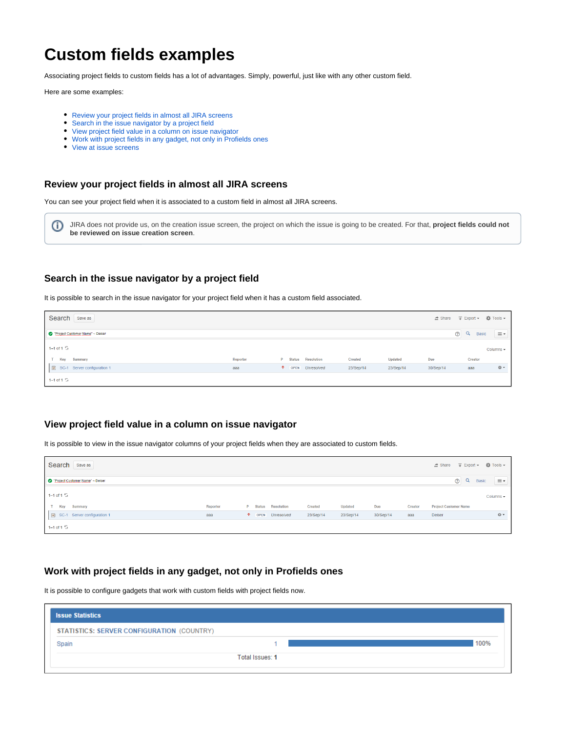# Custom fields examples

Associating project fields to custom fields has a lot of advantages. Simply, powerful, just like with any other custom field.

Here are some examples:

- Review your project fields in almost all JIRA screens
- Search in the issue navigator by a project field
- View project field value in a column on issue navigator
- Work with project fields in any gadget, not only in Profields ones
- View at issue screens

## Review your project fields in almost all JIRA screens

You can see your project field when it is associated to a custom field in almost all JIRA screens.

> JIRA does not provide us, on the creation issue screen, the project on which the issue is going to be created. For that, **project fields could not be reviewed on issue creation screen**.

## Search in the issue navigator by a project field

It is possible to search in the issue navigator for your project field when it has a custom field associated.

## View project field value in a column on issue navigator

It is possible to view in the issue navigator columns of your project fields when they are associated to custom fields.

## Work with project fields in any gadget, not only in Profields ones

It is possible to configure gadgets that work with custom fields with project fields now.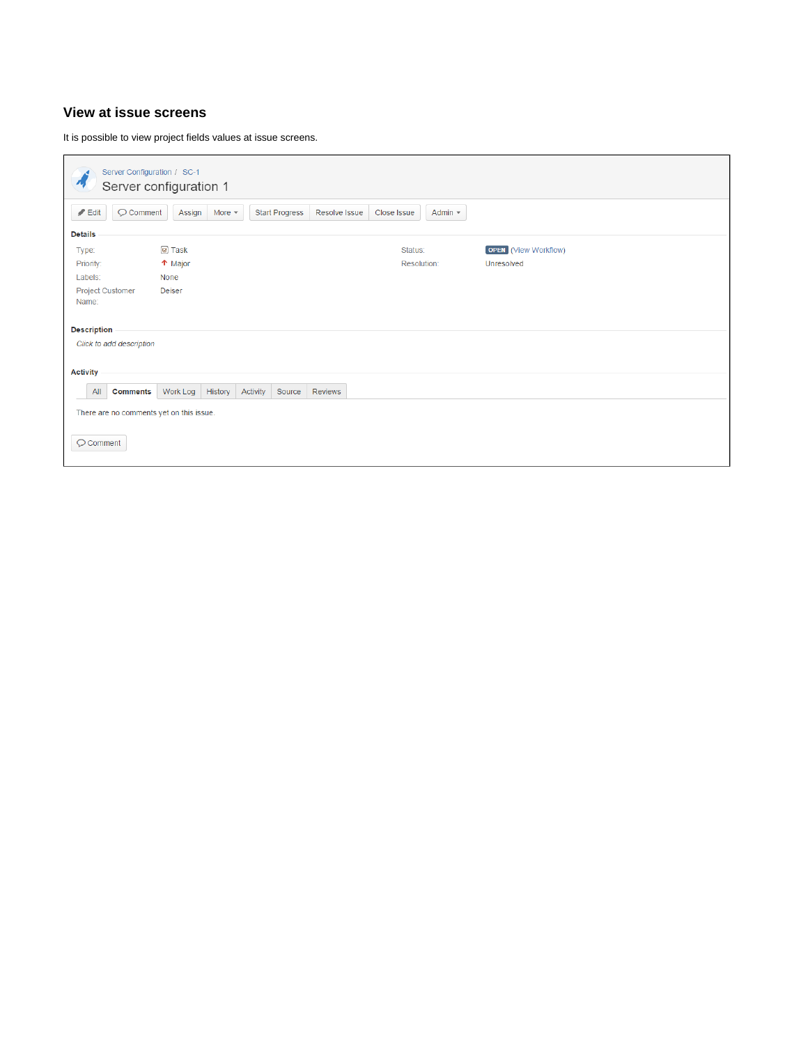## View at issue screens

It is possible to view project fields values at issue screens.

Server Configuration / SC-1

Server configuration 1

Edit | Comment | Assign | More | Start Progress | Resolve Issue | Close Issue | Admin

**Details**

| | | | |
|---|---|---|---|
| Type: | Task | Status: | OPEN (View Workflow) |
| Priority: | Major | Resolution: | Unresolved |
| Labels: | None | | |
| Project Customer Name: | Deiser | | |

**Description**

*Click to add description*

**Activity**

All | **Comments** | Work Log | History | Activity | Source | Reviews

There are no comments yet on this issue.

Comment